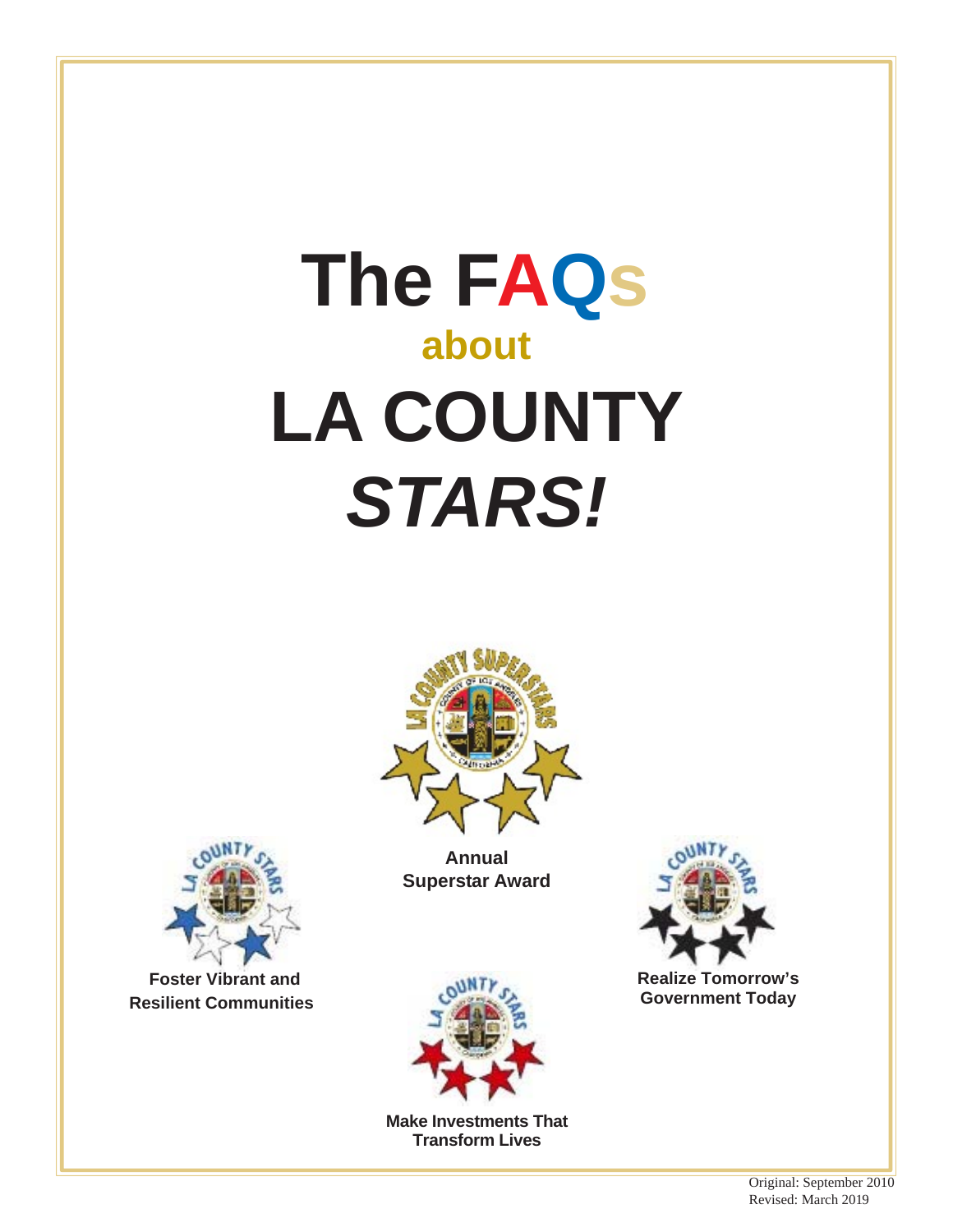# The FAQs
## about
# LA COUNTY *STARS!*

**Annual Superstar Award**

**Foster Vibrant and Resilient Communities**

**Realize Tomorrow's Government Today**

**Make Investments That Transform Lives**

Original: September 2010
Revised: March 2019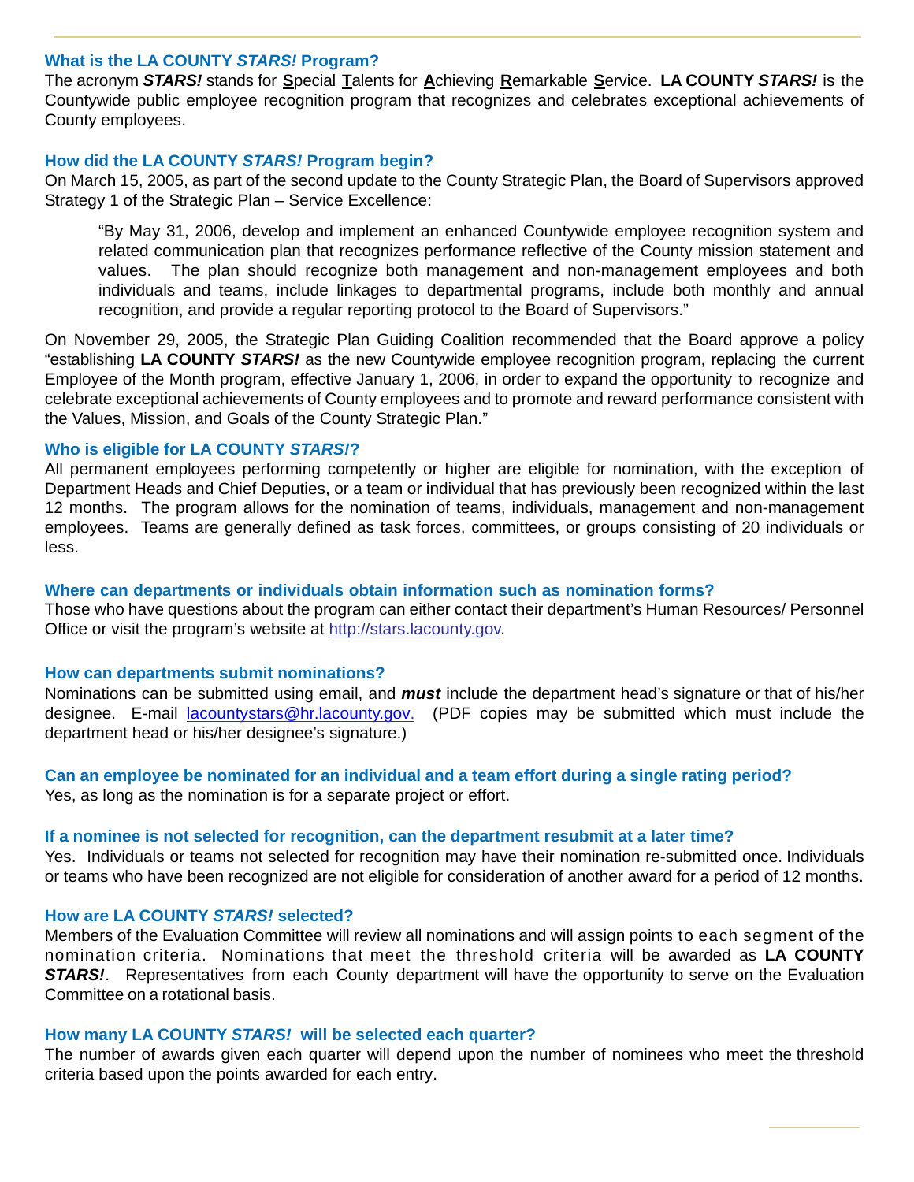### What is the LA COUNTY *STARS!* Program?

The acronym ***STARS!*** stands for **S**pecial **T**alents for **A**chieving **R**emarkable **S**ervice. **LA COUNTY *STARS!*** is the Countywide public employee recognition program that recognizes and celebrates exceptional achievements of County employees.

### How did the LA COUNTY *STARS!* Program begin?

On March 15, 2005, as part of the second update to the County Strategic Plan, the Board of Supervisors approved Strategy 1 of the Strategic Plan – Service Excellence:

> "By May 31, 2006, develop and implement an enhanced Countywide employee recognition system and related communication plan that recognizes performance reflective of the County mission statement and values. The plan should recognize both management and non-management employees and both individuals and teams, include linkages to departmental programs, include both monthly and annual recognition, and provide a regular reporting protocol to the Board of Supervisors."

On November 29, 2005, the Strategic Plan Guiding Coalition recommended that the Board approve a policy "establishing **LA COUNTY *STARS!*** as the new Countywide employee recognition program, replacing the current Employee of the Month program, effective January 1, 2006, in order to expand the opportunity to recognize and celebrate exceptional achievements of County employees and to promote and reward performance consistent with the Values, Mission, and Goals of the County Strategic Plan."

### Who is eligible for LA COUNTY *STARS!*?

All permanent employees performing competently or higher are eligible for nomination, with the exception of Department Heads and Chief Deputies, or a team or individual that has previously been recognized within the last 12 months. The program allows for the nomination of teams, individuals, management and non-management employees. Teams are generally defined as task forces, committees, or groups consisting of 20 individuals or less.

### Where can departments or individuals obtain information such as nomination forms?

Those who have questions about the program can either contact their department's Human Resources/ Personnel Office or visit the program's website at [http://stars.lacounty.gov](http://stars.lacounty.gov).

### How can departments submit nominations?

Nominations can be submitted using email, and ***must*** include the department head's signature or that of his/her designee. E-mail [lacountystars@hr.lacounty.gov.](mailto:lacountystars@hr.lacounty.gov) (PDF copies may be submitted which must include the department head or his/her designee's signature.)

### Can an employee be nominated for an individual and a team effort during a single rating period?

Yes, as long as the nomination is for a separate project or effort.

### If a nominee is not selected for recognition, can the department resubmit at a later time?

Yes. Individuals or teams not selected for recognition may have their nomination re-submitted once. Individuals or teams who have been recognized are not eligible for consideration of another award for a period of 12 months.

### How are LA COUNTY *STARS!* selected?

Members of the Evaluation Committee will review all nominations and will assign points to each segment of the nomination criteria. Nominations that meet the threshold criteria will be awarded as **LA COUNTY *STARS!***. Representatives from each County department will have the opportunity to serve on the Evaluation Committee on a rotational basis.

### How many LA COUNTY *STARS!* will be selected each quarter?

The number of awards given each quarter will depend upon the number of nominees who meet the threshold criteria based upon the points awarded for each entry.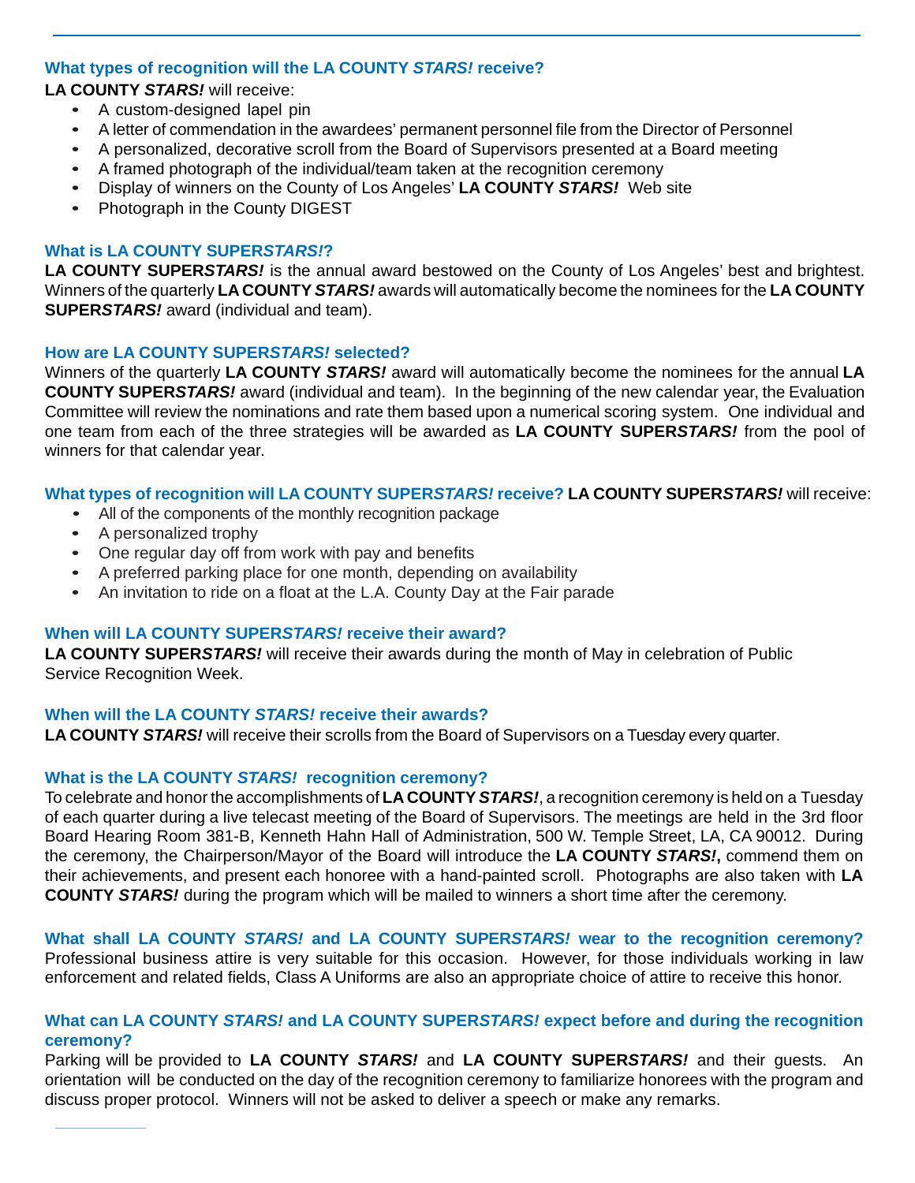### What types of recognition will the LA COUNTY *STARS!* receive?

**LA COUNTY *STARS!*** will receive:

- A custom-designed lapel pin
- A letter of commendation in the awardees' permanent personnel file from the Director of Personnel
- A personalized, decorative scroll from the Board of Supervisors presented at a Board meeting
- A framed photograph of the individual/team taken at the recognition ceremony
- Display of winners on the County of Los Angeles' **LA COUNTY *STARS!*** Web site
- Photograph in the County DIGEST

### What is LA COUNTY SUPER*STARS!*?

**LA COUNTY SUPER*STARS!*** is the annual award bestowed on the County of Los Angeles' best and brightest. Winners of the quarterly **LA COUNTY *STARS!*** awards will automatically become the nominees for the **LA COUNTY SUPER*STARS!*** award (individual and team).

### How are LA COUNTY SUPER*STARS!* selected?

Winners of the quarterly **LA COUNTY *STARS!*** award will automatically become the nominees for the annual **LA COUNTY SUPER*STARS!*** award (individual and team). In the beginning of the new calendar year, the Evaluation Committee will review the nominations and rate them based upon a numerical scoring system. One individual and one team from each of the three strategies will be awarded as **LA COUNTY SUPER*STARS!*** from the pool of winners for that calendar year.

### What types of recognition will LA COUNTY SUPER*STARS!* receive?

**LA COUNTY SUPER*STARS!*** will receive:

- All of the components of the monthly recognition package
- A personalized trophy
- One regular day off from work with pay and benefits
- A preferred parking place for one month, depending on availability
- An invitation to ride on a float at the L.A. County Day at the Fair parade

### When will LA COUNTY SUPER*STARS!* receive their award?

**LA COUNTY SUPER*STARS!*** will receive their awards during the month of May in celebration of Public Service Recognition Week.

### When will the LA COUNTY *STARS!* receive their awards?

**LA COUNTY *STARS!*** will receive their scrolls from the Board of Supervisors on a Tuesday every quarter.

### What is the LA COUNTY *STARS!* recognition ceremony?

To celebrate and honor the accomplishments of **LA COUNTY *STARS!***, a recognition ceremony is held on a Tuesday of each quarter during a live telecast meeting of the Board of Supervisors. The meetings are held in the 3rd floor Board Hearing Room 381-B, Kenneth Hahn Hall of Administration, 500 W. Temple Street, LA, CA 90012. During the ceremony, the Chairperson/Mayor of the Board will introduce the **LA COUNTY *STARS!*,** commend them on their achievements, and present each honoree with a hand-painted scroll. Photographs are also taken with **LA COUNTY *STARS!*** during the program which will be mailed to winners a short time after the ceremony.

### What shall LA COUNTY *STARS!* and LA COUNTY SUPER*STARS!* wear to the recognition ceremony?

Professional business attire is very suitable for this occasion. However, for those individuals working in law enforcement and related fields, Class A Uniforms are also an appropriate choice of attire to receive this honor.

### What can LA COUNTY *STARS!* and LA COUNTY SUPER*STARS!* expect before and during the recognition ceremony?

Parking will be provided to **LA COUNTY *STARS!*** and **LA COUNTY SUPER*STARS!*** and their guests. An orientation will be conducted on the day of the recognition ceremony to familiarize honorees with the program and discuss proper protocol. Winners will not be asked to deliver a speech or make any remarks.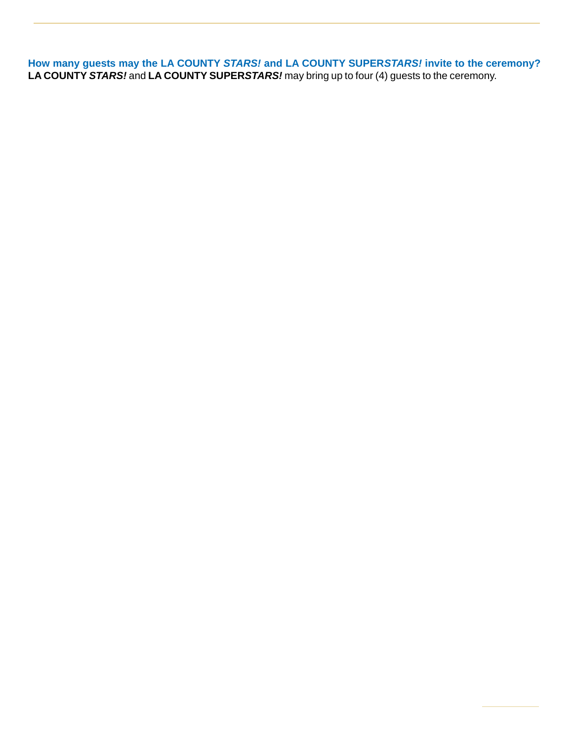**How many guests may the LA COUNTY *STARS!* and LA COUNTY SUPER*STARS!* invite to the ceremony?**
**LA COUNTY *STARS!*** and **LA COUNTY SUPER*STARS!*** may bring up to four (4) guests to the ceremony.